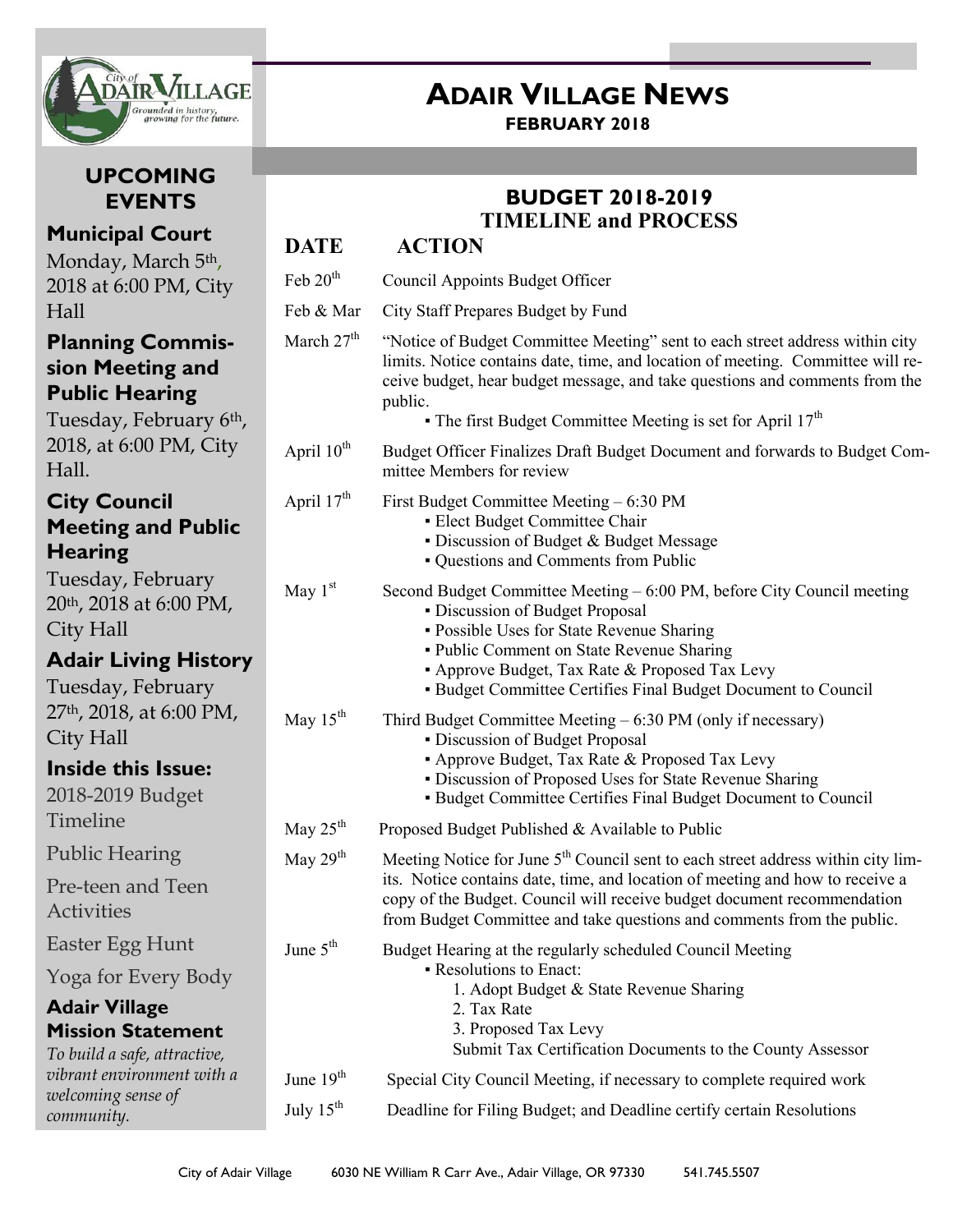# ADAIR VILLAGE NEWS

**FEBRUARY 2018**

## UPCOMING EVENTS

### Municipal Court

Monday, March 5th, 2018 at 6:00 PM, City Hall

### Planning Commission Meeting and Public Hearing

Tuesday, February 6th, 2018, at 6:00 PM, City Hall.

### City Council Meeting and Public Hearing

Tuesday, February 20th, 2018 at 6:00 PM, City Hall

### Adair Living History

Tuesday, February 27th, 2018, at 6:00 PM, City Hall

### Inside this Issue:

2018-2019 Budget Timeline

Public Hearing

Pre-teen and Teen Activities

Easter Egg Hunt

Yoga for Every Body

### Adair Village Mission Statement

*To build a safe, attractive, vibrant environment with a welcoming sense of community.*

## BUDGET 2018-2019 TIMELINE and PROCESS

| DATE | ACTION |
|---|---|
| Feb 20th | Council Appoints Budget Officer |
| Feb & Mar | City Staff Prepares Budget by Fund |
| March 27th | "Notice of Budget Committee Meeting" sent to each street address within city limits. Notice contains date, time, and location of meeting. Committee will receive budget, hear budget message, and take questions and comments from the public.<br>▪ The first Budget Committee Meeting is set for April 17th |
| April 10th | Budget Officer Finalizes Draft Budget Document and forwards to Budget Committee Members for review |
| April 17th | First Budget Committee Meeting – 6:30 PM<br>▪ Elect Budget Committee Chair<br>▪ Discussion of Budget & Budget Message<br>▪ Questions and Comments from Public |
| May 1st | Second Budget Committee Meeting – 6:00 PM, before City Council meeting<br>▪ Discussion of Budget Proposal<br>▪ Possible Uses for State Revenue Sharing<br>▪ Public Comment on State Revenue Sharing<br>▪ Approve Budget, Tax Rate & Proposed Tax Levy<br>▪ Budget Committee Certifies Final Budget Document to Council |
| May 15th | Third Budget Committee Meeting – 6:30 PM (only if necessary)<br>▪ Discussion of Budget Proposal<br>▪ Approve Budget, Tax Rate & Proposed Tax Levy<br>▪ Discussion of Proposed Uses for State Revenue Sharing<br>▪ Budget Committee Certifies Final Budget Document to Council |
| May 25th | Proposed Budget Published & Available to Public |
| May 29th | Meeting Notice for June 5th Council sent to each street address within city limits. Notice contains date, time, and location of meeting and how to receive a copy of the Budget. Council will receive budget document recommendation from Budget Committee and take questions and comments from the public. |
| June 5th | Budget Hearing at the regularly scheduled Council Meeting<br>▪ Resolutions to Enact:<br>1. Adopt Budget & State Revenue Sharing<br>2. Tax Rate<br>3. Proposed Tax Levy<br>Submit Tax Certification Documents to the County Assessor |
| June 19th | Special City Council Meeting, if necessary to complete required work |
| July 15th | Deadline for Filing Budget; and Deadline certify certain Resolutions |

City of Adair Village 6030 NE William R Carr Ave., Adair Village, OR 97330 541.745.5507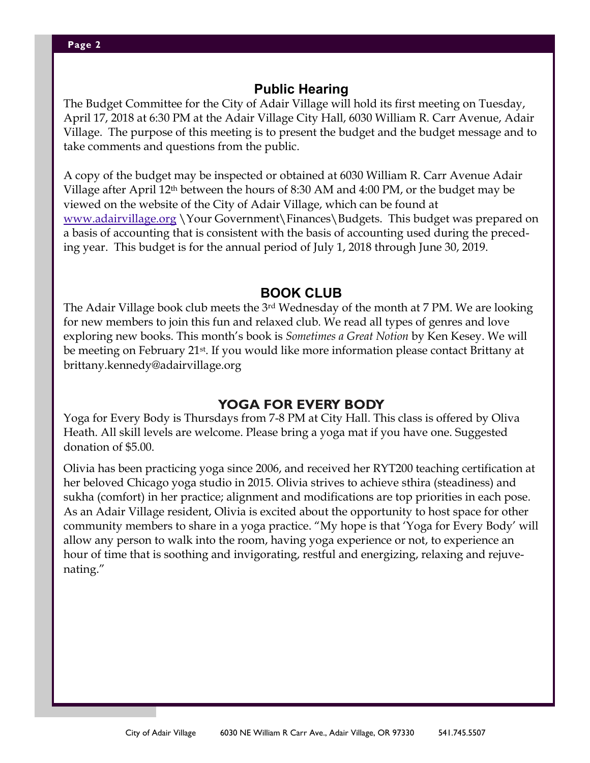## Public Hearing

The Budget Committee for the City of Adair Village will hold its first meeting on Tuesday, April 17, 2018 at 6:30 PM at the Adair Village City Hall, 6030 William R. Carr Avenue, Adair Village. The purpose of this meeting is to present the budget and the budget message and to take comments and questions from the public.

A copy of the budget may be inspected or obtained at 6030 William R. Carr Avenue Adair Village after April 12th between the hours of 8:30 AM and 4:00 PM, or the budget may be viewed on the website of the City of Adair Village, which can be found at www.adairvillage.org \Your Government\Finances\Budgets. This budget was prepared on a basis of accounting that is consistent with the basis of accounting used during the preceding year. This budget is for the annual period of July 1, 2018 through June 30, 2019.

## BOOK CLUB

The Adair Village book club meets the 3rd Wednesday of the month at 7 PM. We are looking for new members to join this fun and relaxed club. We read all types of genres and love exploring new books. This month's book is *Sometimes a Great Notion* by Ken Kesey. We will be meeting on February 21st. If you would like more information please contact Brittany at brittany.kennedy@adairvillage.org

## YOGA FOR EVERY BODY

Yoga for Every Body is Thursdays from 7-8 PM at City Hall. This class is offered by Oliva Heath. All skill levels are welcome. Please bring a yoga mat if you have one. Suggested donation of $5.00.

Olivia has been practicing yoga since 2006, and received her RYT200 teaching certification at her beloved Chicago yoga studio in 2015. Olivia strives to achieve sthira (steadiness) and sukha (comfort) in her practice; alignment and modifications are top priorities in each pose. As an Adair Village resident, Olivia is excited about the opportunity to host space for other community members to share in a yoga practice. "My hope is that 'Yoga for Every Body' will allow any person to walk into the room, having yoga experience or not, to experience an hour of time that is soothing and invigorating, restful and energizing, relaxing and rejuvenating."